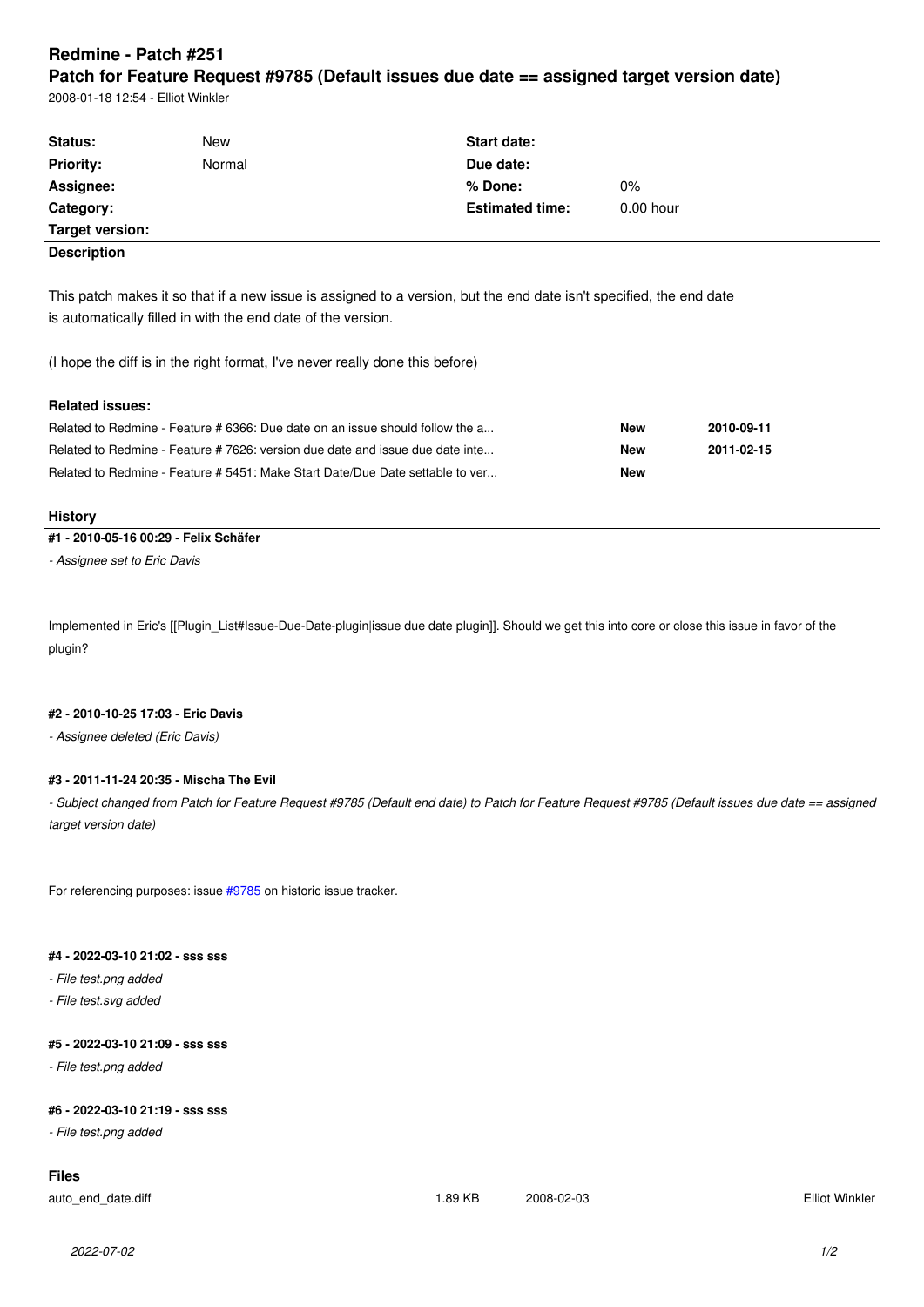# Redmine - Patch #251

## Patch for Feature Request #9785 (Default issues due date == assigned target version date)

2008-01-18 12:54 - Elliot Winkler

| Status: | New | Start date: | |
|---|---|---|---|
| Priority: | Normal | Due date: | |
| Assignee: | | % Done: | 0% |
| Category: | | Estimated time: | 0.00 hour |
| Target version: | | | |

**Description**

This patch makes it so that if a new issue is assigned to a version, but the end date isn't specified, the end date is automatically filled in with the end date of the version.

(I hope the diff is in the right format, I've never really done this before)

**Related issues:**

| | | |
|---|---|---|
| Related to Redmine - Feature # 6366: Due date on an issue should follow the a... | New | 2010-09-11 |
| Related to Redmine - Feature # 7626: version due date and issue due date inte... | New | 2011-02-15 |
| Related to Redmine - Feature # 5451: Make Start Date/Due Date settable to ver... | New | |

## History

**#1 - 2010-05-16 00:29 - Felix Schäfer**

*- Assignee set to Eric Davis*

Implemented in Eric's [[Plugin_List#Issue-Due-Date-plugin|issue due date plugin]]. Should we get this into core or close this issue in favor of the plugin?

**#2 - 2010-10-25 17:03 - Eric Davis**

*- Assignee deleted (Eric Davis)*

**#3 - 2011-11-24 20:35 - Mischa The Evil**

*- Subject changed from Patch for Feature Request #9785 (Default end date) to Patch for Feature Request #9785 (Default issues due date == assigned target version date)*

For referencing purposes: issue #9785 on historic issue tracker.

**#4 - 2022-03-10 21:02 - sss sss**

*- File test.png added*

*- File test.svg added*

**#5 - 2022-03-10 21:09 - sss sss**

*- File test.png added*

**#6 - 2022-03-10 21:19 - sss sss**

*- File test.png added*

## Files

| | | | |
|---|---|---|---|
| auto_end_date.diff | 1.89 KB | 2008-02-03 | Elliot Winkler |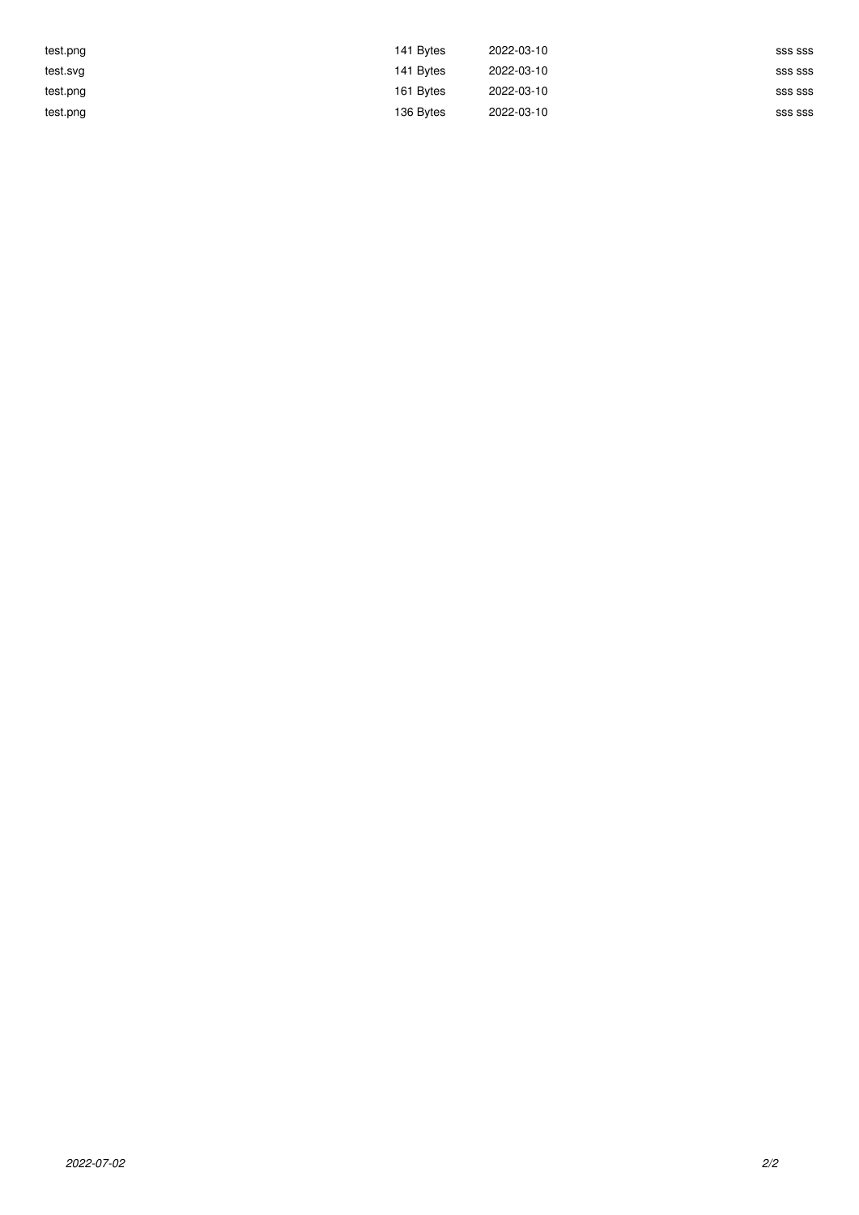| | | | |
|---|---|---|---|
| test.png | 141 Bytes | 2022-03-10 | sss sss |
| test.svg | 141 Bytes | 2022-03-10 | sss sss |
| test.png | 161 Bytes | 2022-03-10 | sss sss |
| test.png | 136 Bytes | 2022-03-10 | sss sss |